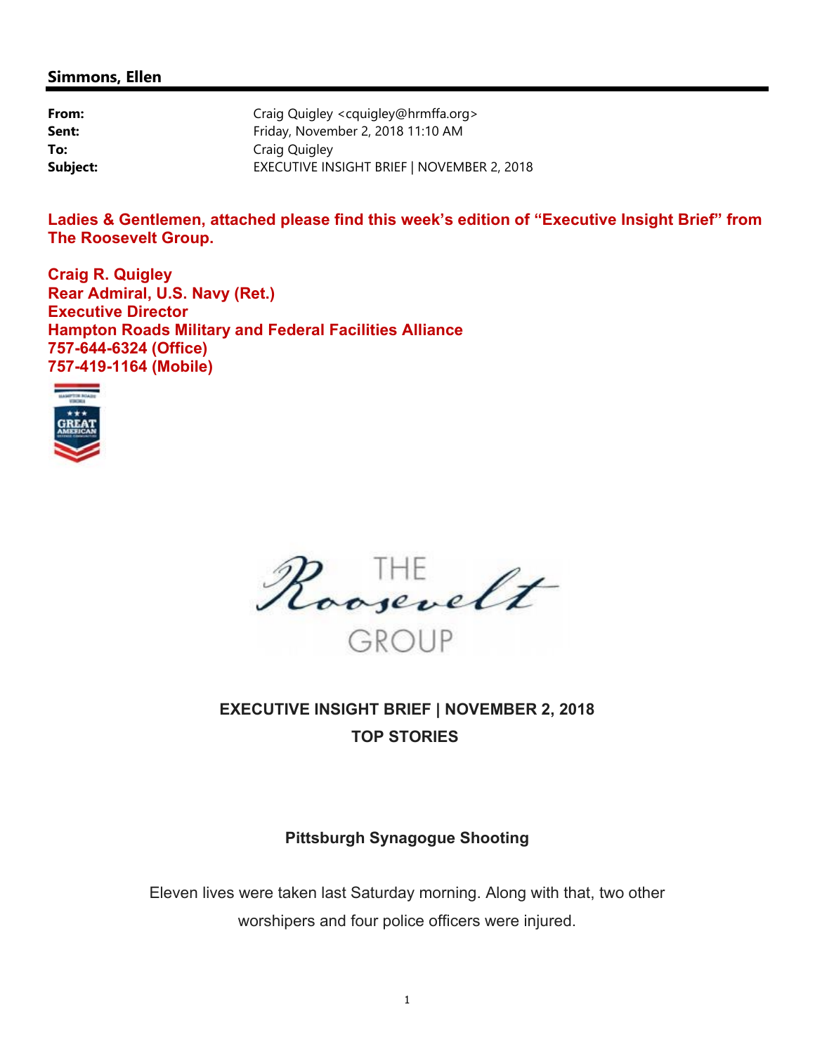**Simmons, Ellen**

| | |
|---|---|
| **From:** | Craig Quigley <cquigley@hrmffa.org> |
| **Sent:** | Friday, November 2, 2018 11:10 AM |
| **To:** | Craig Quigley |
| **Subject:** | EXECUTIVE INSIGHT BRIEF \| NOVEMBER 2, 2018 |

**Ladies & Gentlemen, attached please find this week's edition of "Executive Insight Brief" from The Roosevelt Group.**

**Craig R. Quigley**
**Rear Admiral, U.S. Navy (Ret.)**
**Executive Director**
**Hampton Roads Military and Federal Facilities Alliance**
**757-644-6324 (Office)**
**757-419-1164 (Mobile)**

HAMPTON ROADS VIRGINIA
GREAT AMERICAN DEFENSE COMMUNITIES

THE Roosevelt GROUP

**EXECUTIVE INSIGHT BRIEF | NOVEMBER 2, 2018**

**TOP STORIES**

**Pittsburgh Synagogue Shooting**

Eleven lives were taken last Saturday morning. Along with that, two other worshipers and four police officers were injured.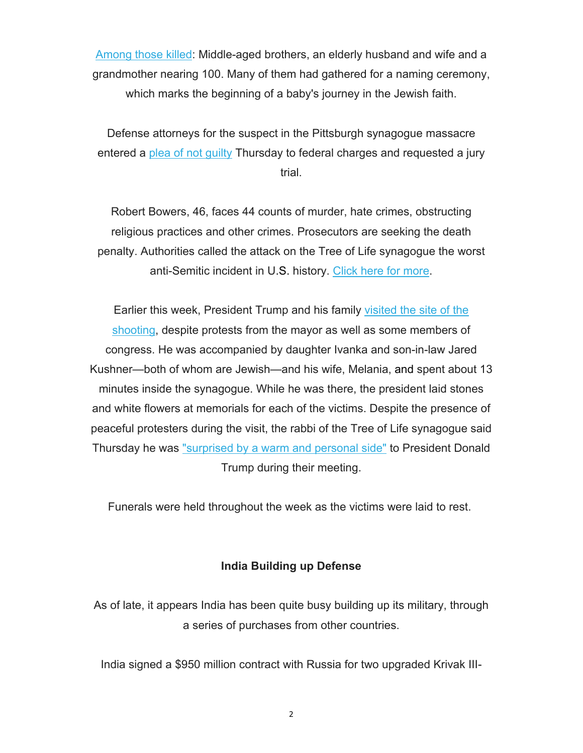Among those killed: Middle-aged brothers, an elderly husband and wife and a grandmother nearing 100. Many of them had gathered for a naming ceremony, which marks the beginning of a baby's journey in the Jewish faith.

Defense attorneys for the suspect in the Pittsburgh synagogue massacre entered a plea of not guilty Thursday to federal charges and requested a jury trial.

Robert Bowers, 46, faces 44 counts of murder, hate crimes, obstructing religious practices and other crimes. Prosecutors are seeking the death penalty. Authorities called the attack on the Tree of Life synagogue the worst anti-Semitic incident in U.S. history. Click here for more.

Earlier this week, President Trump and his family visited the site of the shooting, despite protests from the mayor as well as some members of congress. He was accompanied by daughter Ivanka and son-in-law Jared Kushner—both of whom are Jewish—and his wife, Melania, and spent about 13 minutes inside the synagogue. While he was there, the president laid stones and white flowers at memorials for each of the victims. Despite the presence of peaceful protesters during the visit, the rabbi of the Tree of Life synagogue said Thursday he was "surprised by a warm and personal side" to President Donald Trump during their meeting.

Funerals were held throughout the week as the victims were laid to rest.

**India Building up Defense**

As of late, it appears India has been quite busy building up its military, through a series of purchases from other countries.

India signed a $950 million contract with Russia for two upgraded Krivak III-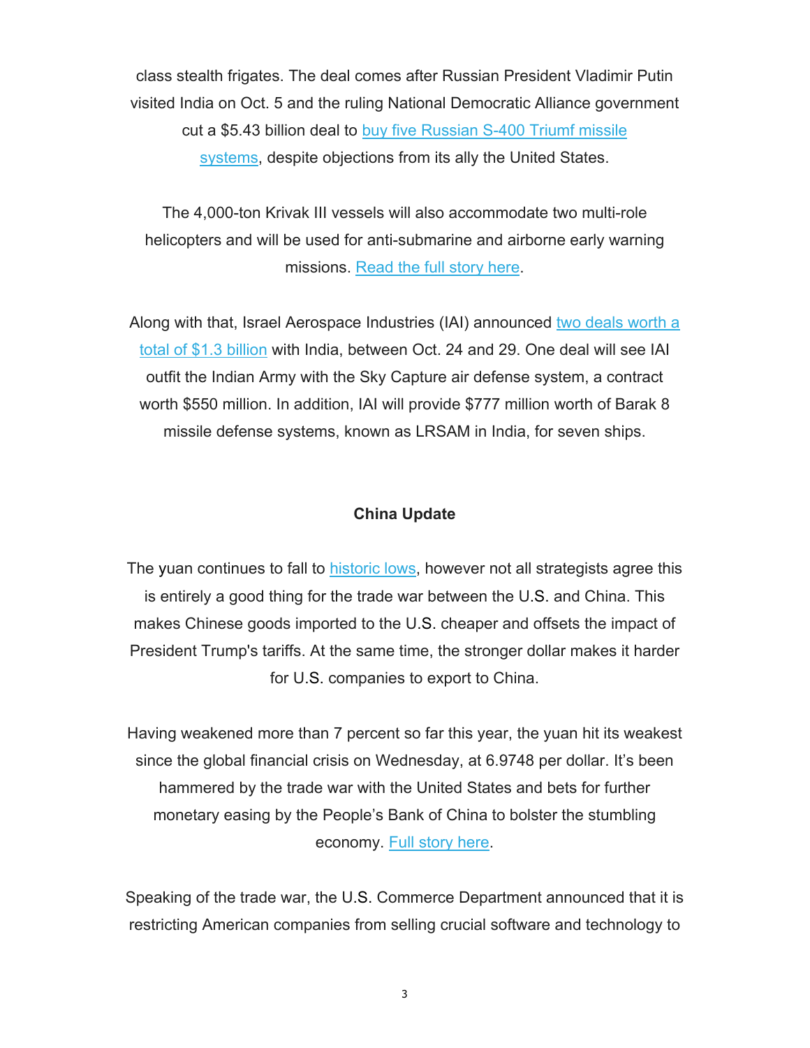class stealth frigates. The deal comes after Russian President Vladimir Putin visited India on Oct. 5 and the ruling National Democratic Alliance government cut a $5.43 billion deal to buy five Russian S-400 Triumf missile systems, despite objections from its ally the United States.

The 4,000-ton Krivak III vessels will also accommodate two multi-role helicopters and will be used for anti-submarine and airborne early warning missions. Read the full story here.

Along with that, Israel Aerospace Industries (IAI) announced two deals worth a total of $1.3 billion with India, between Oct. 24 and 29. One deal will see IAI outfit the Indian Army with the Sky Capture air defense system, a contract worth $550 million. In addition, IAI will provide $777 million worth of Barak 8 missile defense systems, known as LRSAM in India, for seven ships.

**China Update**

The yuan continues to fall to historic lows, however not all strategists agree this is entirely a good thing for the trade war between the U.S. and China. This makes Chinese goods imported to the U.S. cheaper and offsets the impact of President Trump's tariffs. At the same time, the stronger dollar makes it harder for U.S. companies to export to China.

Having weakened more than 7 percent so far this year, the yuan hit its weakest since the global financial crisis on Wednesday, at 6.9748 per dollar. It's been hammered by the trade war with the United States and bets for further monetary easing by the People's Bank of China to bolster the stumbling economy. Full story here.

Speaking of the trade war, the U.S. Commerce Department announced that it is restricting American companies from selling crucial software and technology to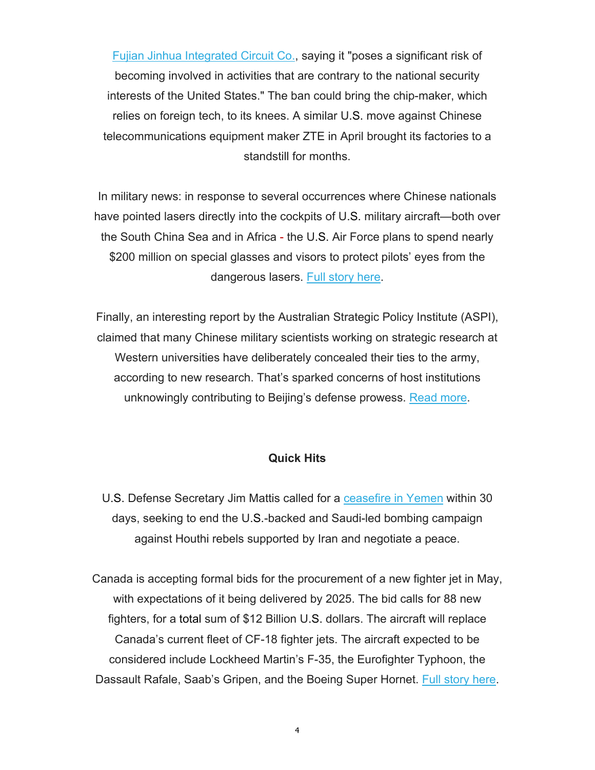Fujian Jinhua Integrated Circuit Co., saying it "poses a significant risk of becoming involved in activities that are contrary to the national security interests of the United States." The ban could bring the chip-maker, which relies on foreign tech, to its knees. A similar U.S. move against Chinese telecommunications equipment maker ZTE in April brought its factories to a standstill for months.

In military news: in response to several occurrences where Chinese nationals have pointed lasers directly into the cockpits of U.S. military aircraft—both over the South China Sea and in Africa - the U.S. Air Force plans to spend nearly $200 million on special glasses and visors to protect pilots' eyes from the dangerous lasers. Full story here.

Finally, an interesting report by the Australian Strategic Policy Institute (ASPI), claimed that many Chinese military scientists working on strategic research at Western universities have deliberately concealed their ties to the army, according to new research. That's sparked concerns of host institutions unknowingly contributing to Beijing's defense prowess. Read more.

**Quick Hits**

U.S. Defense Secretary Jim Mattis called for a ceasefire in Yemen within 30 days, seeking to end the U.S.-backed and Saudi-led bombing campaign against Houthi rebels supported by Iran and negotiate a peace.

Canada is accepting formal bids for the procurement of a new fighter jet in May, with expectations of it being delivered by 2025. The bid calls for 88 new fighters, for a total sum of $12 Billion U.S. dollars. The aircraft will replace Canada's current fleet of CF-18 fighter jets. The aircraft expected to be considered include Lockheed Martin's F-35, the Eurofighter Typhoon, the Dassault Rafale, Saab's Gripen, and the Boeing Super Hornet. Full story here.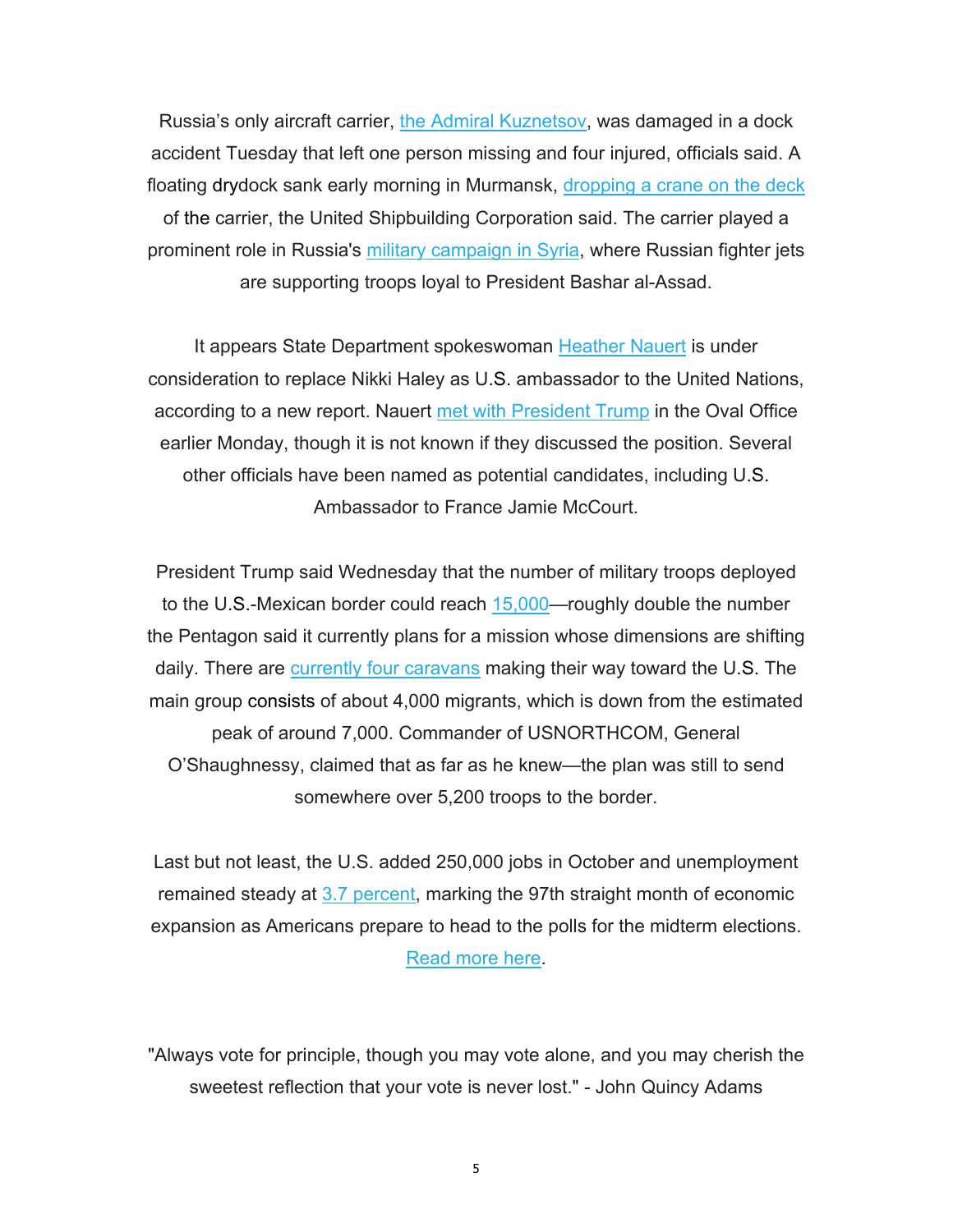Russia's only aircraft carrier, the Admiral Kuznetsov, was damaged in a dock accident Tuesday that left one person missing and four injured, officials said. A floating drydock sank early morning in Murmansk, dropping a crane on the deck of the carrier, the United Shipbuilding Corporation said. The carrier played a prominent role in Russia's military campaign in Syria, where Russian fighter jets are supporting troops loyal to President Bashar al-Assad.

It appears State Department spokeswoman Heather Nauert is under consideration to replace Nikki Haley as U.S. ambassador to the United Nations, according to a new report. Nauert met with President Trump in the Oval Office earlier Monday, though it is not known if they discussed the position. Several other officials have been named as potential candidates, including U.S. Ambassador to France Jamie McCourt.

President Trump said Wednesday that the number of military troops deployed to the U.S.-Mexican border could reach 15,000—roughly double the number the Pentagon said it currently plans for a mission whose dimensions are shifting daily. There are currently four caravans making their way toward the U.S. The main group consists of about 4,000 migrants, which is down from the estimated peak of around 7,000. Commander of USNORTHCOM, General O'Shaughnessy, claimed that as far as he knew—the plan was still to send somewhere over 5,200 troops to the border.

Last but not least, the U.S. added 250,000 jobs in October and unemployment remained steady at 3.7 percent, marking the 97th straight month of economic expansion as Americans prepare to head to the polls for the midterm elections. Read more here.

"Always vote for principle, though you may vote alone, and you may cherish the sweetest reflection that your vote is never lost." - John Quincy Adams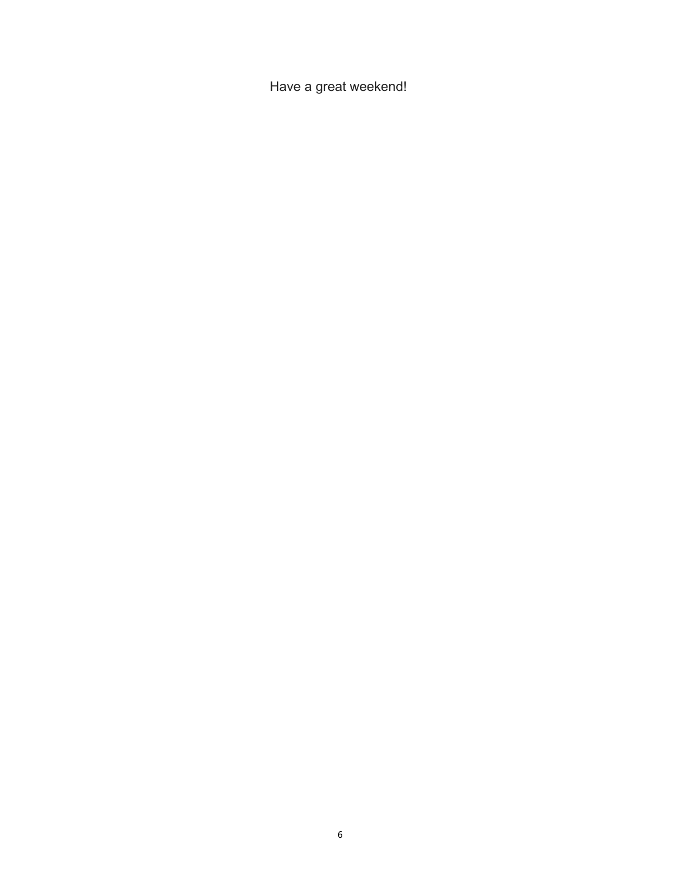Have a great weekend!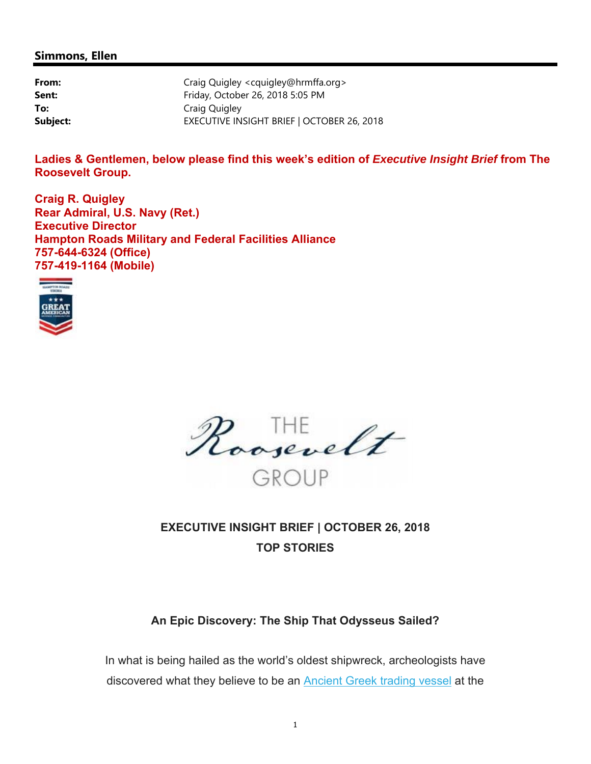## Simmons, Ellen

| | |
|---|---|
| **From:** | Craig Quigley <cquigley@hrmffa.org> |
| **Sent:** | Friday, October 26, 2018 5:05 PM |
| **To:** | Craig Quigley |
| **Subject:** | EXECUTIVE INSIGHT BRIEF \| OCTOBER 26, 2018 |

**Ladies & Gentlemen, below please find this week's edition of *Executive Insight Brief* from The Roosevelt Group.**

**Craig R. Quigley**
**Rear Admiral, U.S. Navy (Ret.)**
**Executive Director**
**Hampton Roads Military and Federal Facilities Alliance**
**757-644-6324 (Office)**
**757-419-1164 (Mobile)**

THE Roosevelt GROUP

**EXECUTIVE INSIGHT BRIEF | OCTOBER 26, 2018**
**TOP STORIES**

**An Epic Discovery: The Ship That Odysseus Sailed?**

In what is being hailed as the world's oldest shipwreck, archeologists have discovered what they believe to be an [Ancient Greek trading vessel](Ancient Greek trading vessel) at the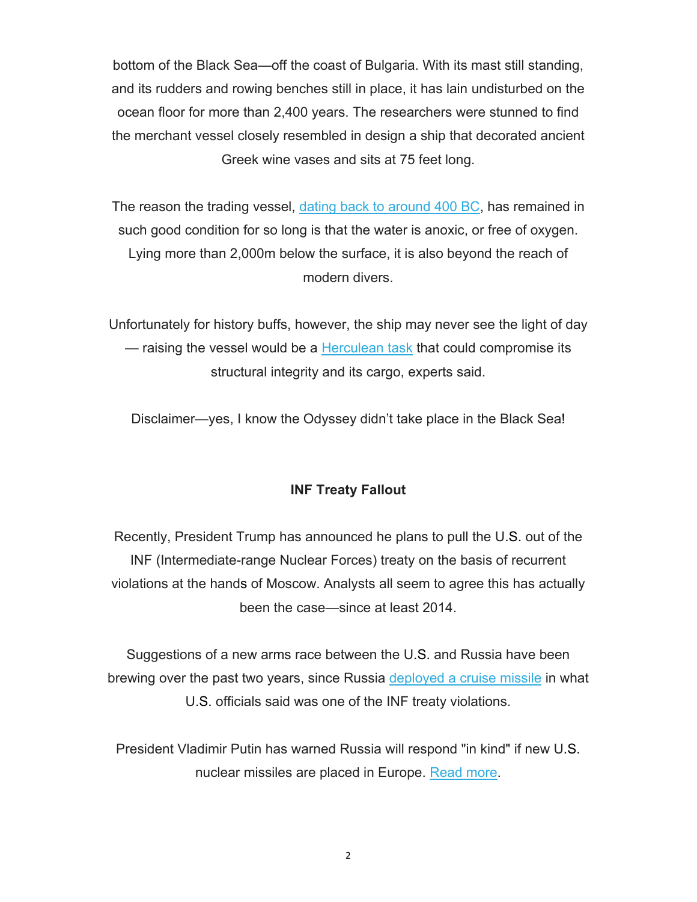bottom of the Black Sea—off the coast of Bulgaria. With its mast still standing, and its rudders and rowing benches still in place, it has lain undisturbed on the ocean floor for more than 2,400 years. The researchers were stunned to find the merchant vessel closely resembled in design a ship that decorated ancient Greek wine vases and sits at 75 feet long.

The reason the trading vessel, dating back to around 400 BC, has remained in such good condition for so long is that the water is anoxic, or free of oxygen. Lying more than 2,000m below the surface, it is also beyond the reach of modern divers.

Unfortunately for history buffs, however, the ship may never see the light of day — raising the vessel would be a Herculean task that could compromise its structural integrity and its cargo, experts said.

Disclaimer—yes, I know the Odyssey didn't take place in the Black Sea!

**INF Treaty Fallout**

Recently, President Trump has announced he plans to pull the U.S. out of the INF (Intermediate-range Nuclear Forces) treaty on the basis of recurrent violations at the hands of Moscow. Analysts all seem to agree this has actually been the case—since at least 2014.

Suggestions of a new arms race between the U.S. and Russia have been brewing over the past two years, since Russia deployed a cruise missile in what U.S. officials said was one of the INF treaty violations.

President Vladimir Putin has warned Russia will respond "in kind" if new U.S. nuclear missiles are placed in Europe. Read more.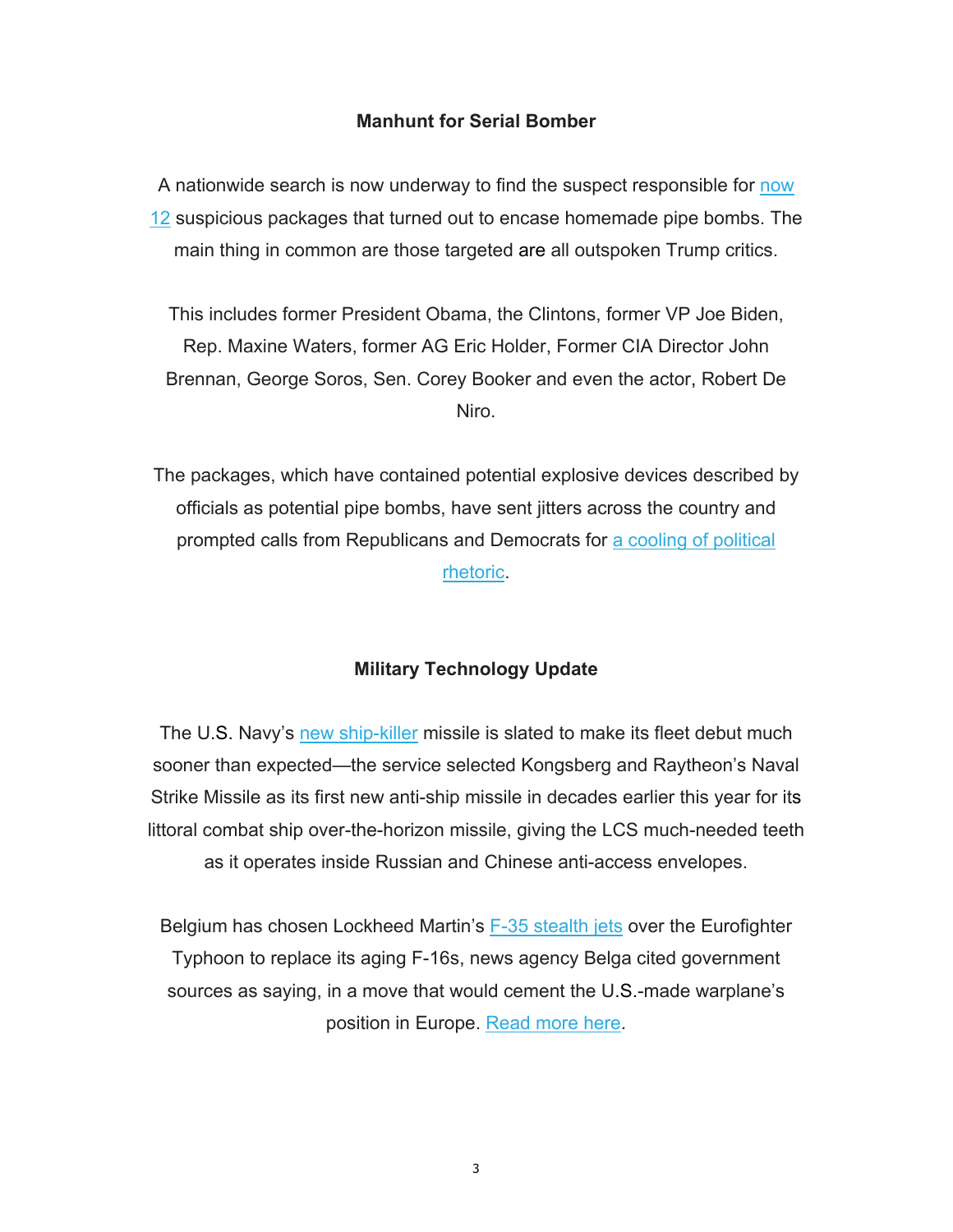## Manhunt for Serial Bomber

A nationwide search is now underway to find the suspect responsible for now 12 suspicious packages that turned out to encase homemade pipe bombs. The main thing in common are those targeted are all outspoken Trump critics.

This includes former President Obama, the Clintons, former VP Joe Biden, Rep. Maxine Waters, former AG Eric Holder, Former CIA Director John Brennan, George Soros, Sen. Corey Booker and even the actor, Robert De Niro.

The packages, which have contained potential explosive devices described by officials as potential pipe bombs, have sent jitters across the country and prompted calls from Republicans and Democrats for a cooling of political rhetoric.

## Military Technology Update

The U.S. Navy's new ship-killer missile is slated to make its fleet debut much sooner than expected—the service selected Kongsberg and Raytheon's Naval Strike Missile as its first new anti-ship missile in decades earlier this year for its littoral combat ship over-the-horizon missile, giving the LCS much-needed teeth as it operates inside Russian and Chinese anti-access envelopes.

Belgium has chosen Lockheed Martin's F-35 stealth jets over the Eurofighter Typhoon to replace its aging F-16s, news agency Belga cited government sources as saying, in a move that would cement the U.S.-made warplane's position in Europe. Read more here.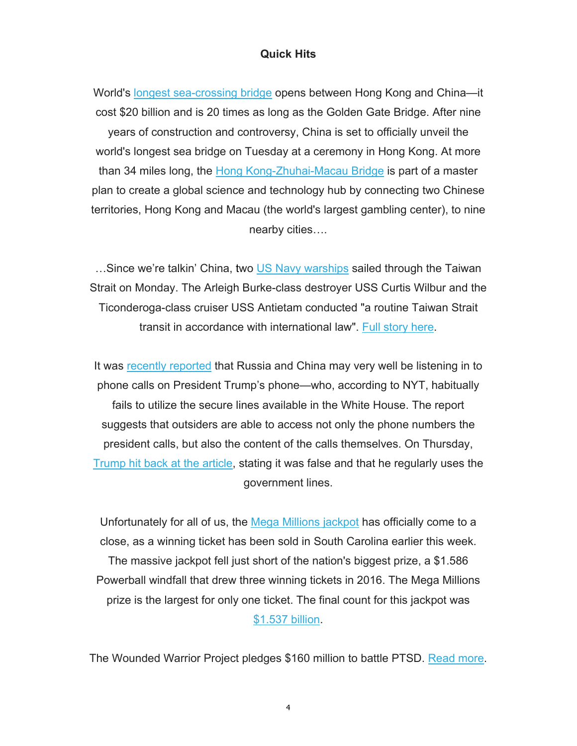## Quick Hits

World's longest sea-crossing bridge opens between Hong Kong and China—it cost $20 billion and is 20 times as long as the Golden Gate Bridge. After nine years of construction and controversy, China is set to officially unveil the world's longest sea bridge on Tuesday at a ceremony in Hong Kong. At more than 34 miles long, the Hong Kong-Zhuhai-Macau Bridge is part of a master plan to create a global science and technology hub by connecting two Chinese territories, Hong Kong and Macau (the world's largest gambling center), to nine nearby cities….

…Since we're talkin' China, two US Navy warships sailed through the Taiwan Strait on Monday. The Arleigh Burke-class destroyer USS Curtis Wilbur and the Ticonderoga-class cruiser USS Antietam conducted "a routine Taiwan Strait transit in accordance with international law". Full story here.

It was recently reported that Russia and China may very well be listening in to phone calls on President Trump's phone—who, according to NYT, habitually fails to utilize the secure lines available in the White House. The report suggests that outsiders are able to access not only the phone numbers the president calls, but also the content of the calls themselves. On Thursday, Trump hit back at the article, stating it was false and that he regularly uses the government lines.

Unfortunately for all of us, the Mega Millions jackpot has officially come to a close, as a winning ticket has been sold in South Carolina earlier this week. The massive jackpot fell just short of the nation's biggest prize, a $1.586 Powerball windfall that drew three winning tickets in 2016. The Mega Millions prize is the largest for only one ticket. The final count for this jackpot was $1.537 billion.

The Wounded Warrior Project pledges $160 million to battle PTSD. Read more.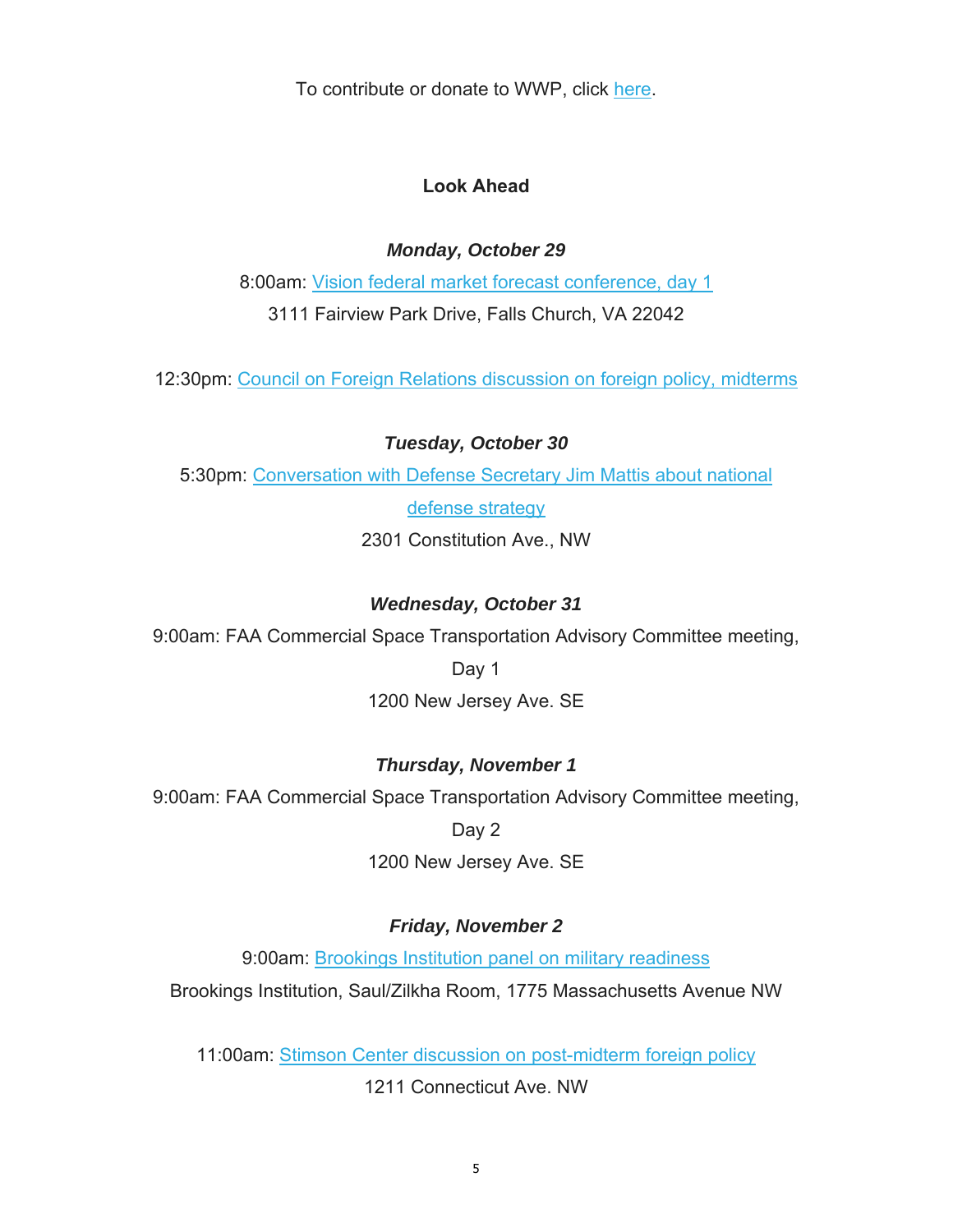To contribute or donate to WWP, click here.

## Look Ahead

***Monday, October 29***

8:00am: Vision federal market forecast conference, day 1
3111 Fairview Park Drive, Falls Church, VA 22042

12:30pm: Council on Foreign Relations discussion on foreign policy, midterms

***Tuesday, October 30***

5:30pm: Conversation with Defense Secretary Jim Mattis about national defense strategy
2301 Constitution Ave., NW

***Wednesday, October 31***

9:00am: FAA Commercial Space Transportation Advisory Committee meeting, Day 1
1200 New Jersey Ave. SE

***Thursday, November 1***

9:00am: FAA Commercial Space Transportation Advisory Committee meeting, Day 2
1200 New Jersey Ave. SE

***Friday, November 2***

9:00am: Brookings Institution panel on military readiness
Brookings Institution, Saul/Zilkha Room, 1775 Massachusetts Avenue NW

11:00am: Stimson Center discussion on post-midterm foreign policy
1211 Connecticut Ave. NW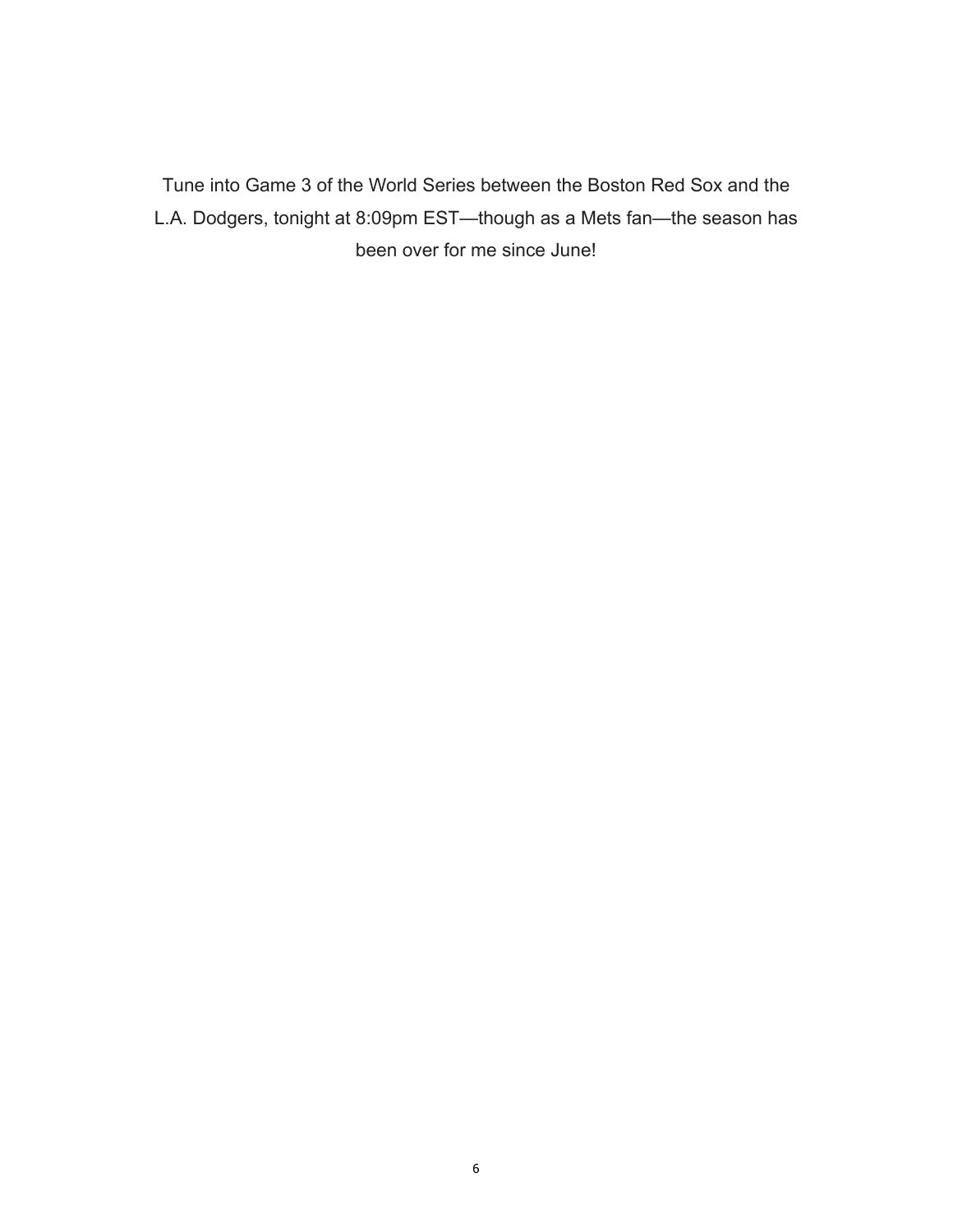Tune into Game 3 of the World Series between the Boston Red Sox and the L.A. Dodgers, tonight at 8:09pm EST—though as a Mets fan—the season has been over for me since June!